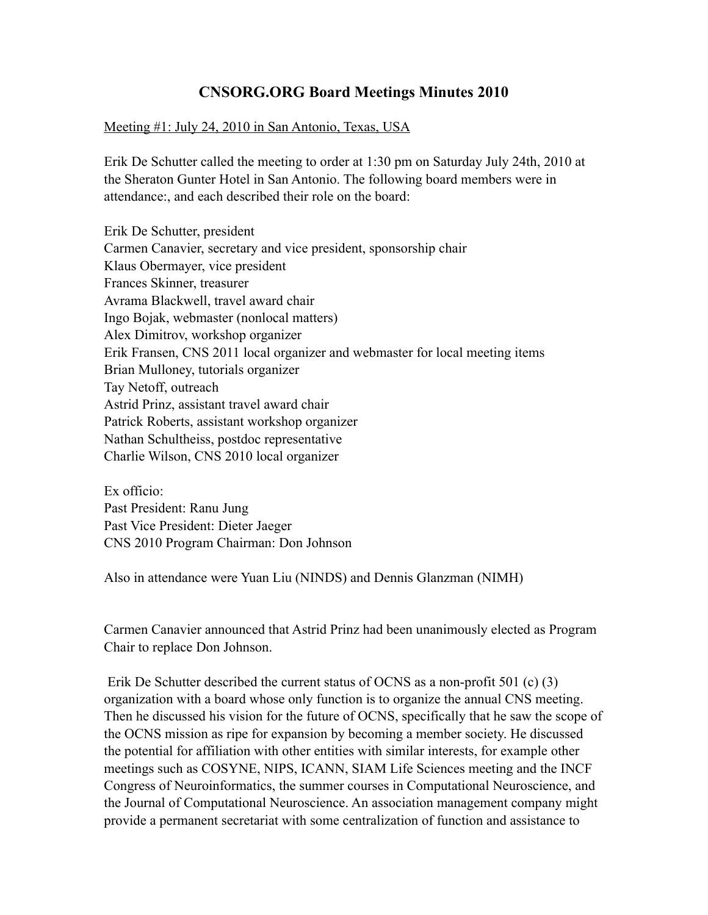# CNSORG.ORG Board Meetings Minutes 2010

Meeting #1: July 24, 2010 in San Antonio, Texas, USA

Erik De Schutter called the meeting to order at 1:30 pm on Saturday July 24th, 2010 at the Sheraton Gunter Hotel in San Antonio. The following board members were in attendance:, and each described their role on the board:

Erik De Schutter, president
Carmen Canavier, secretary and vice president, sponsorship chair
Klaus Obermayer, vice president
Frances Skinner, treasurer
Avrama Blackwell, travel award chair
Ingo Bojak, webmaster (nonlocal matters)
Alex Dimitrov, workshop organizer
Erik Fransen, CNS 2011 local organizer and webmaster for local meeting items
Brian Mulloney, tutorials organizer
Tay Netoff, outreach
Astrid Prinz, assistant travel award chair
Patrick Roberts, assistant workshop organizer
Nathan Schultheiss, postdoc representative
Charlie Wilson, CNS 2010 local organizer

Ex officio:
Past President: Ranu Jung
Past Vice President: Dieter Jaeger
CNS 2010 Program Chairman: Don Johnson

Also in attendance were Yuan Liu (NINDS) and Dennis Glanzman (NIMH)

Carmen Canavier announced that Astrid Prinz had been unanimously elected as Program Chair to replace Don Johnson.

Erik De Schutter described the current status of OCNS as a non-profit 501 (c) (3) organization with a board whose only function is to organize the annual CNS meeting. Then he discussed his vision for the future of OCNS, specifically that he saw the scope of the OCNS mission as ripe for expansion by becoming a member society. He discussed the potential for affiliation with other entities with similar interests, for example other meetings such as COSYNE, NIPS, ICANN, SIAM Life Sciences meeting and the INCF Congress of Neuroinformatics, the summer courses in Computational Neuroscience, and the Journal of Computational Neuroscience. An association management company might provide a permanent secretariat with some centralization of function and assistance to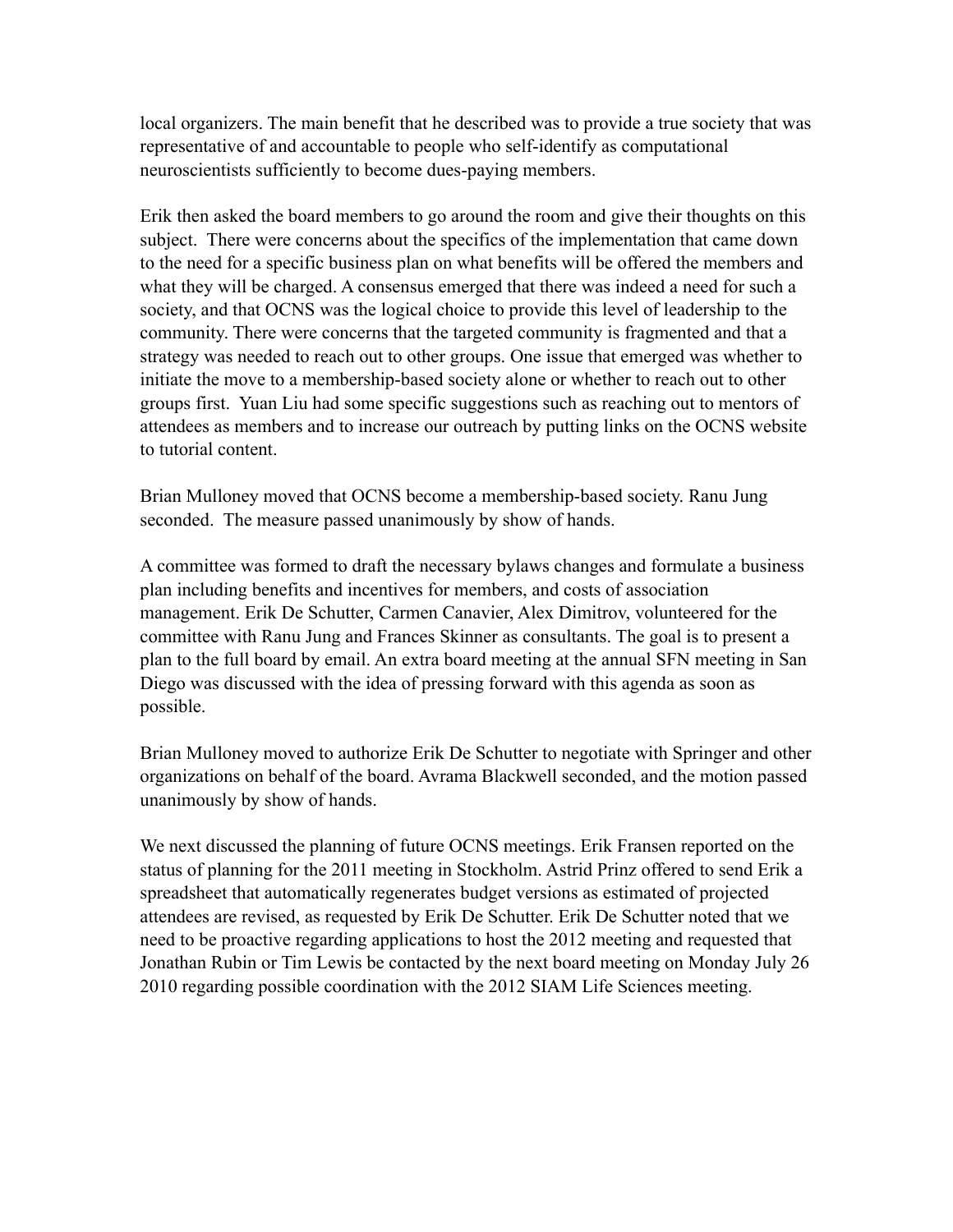local organizers. The main benefit that he described was to provide a true society that was representative of and accountable to people who self-identify as computational neuroscientists sufficiently to become dues-paying members.

Erik then asked the board members to go around the room and give their thoughts on this subject. There were concerns about the specifics of the implementation that came down to the need for a specific business plan on what benefits will be offered the members and what they will be charged. A consensus emerged that there was indeed a need for such a society, and that OCNS was the logical choice to provide this level of leadership to the community. There were concerns that the targeted community is fragmented and that a strategy was needed to reach out to other groups. One issue that emerged was whether to initiate the move to a membership-based society alone or whether to reach out to other groups first. Yuan Liu had some specific suggestions such as reaching out to mentors of attendees as members and to increase our outreach by putting links on the OCNS website to tutorial content.

Brian Mulloney moved that OCNS become a membership-based society. Ranu Jung seconded. The measure passed unanimously by show of hands.

A committee was formed to draft the necessary bylaws changes and formulate a business plan including benefits and incentives for members, and costs of association management. Erik De Schutter, Carmen Canavier, Alex Dimitrov, volunteered for the committee with Ranu Jung and Frances Skinner as consultants. The goal is to present a plan to the full board by email. An extra board meeting at the annual SFN meeting in San Diego was discussed with the idea of pressing forward with this agenda as soon as possible.

Brian Mulloney moved to authorize Erik De Schutter to negotiate with Springer and other organizations on behalf of the board. Avrama Blackwell seconded, and the motion passed unanimously by show of hands.

We next discussed the planning of future OCNS meetings. Erik Fransen reported on the status of planning for the 2011 meeting in Stockholm. Astrid Prinz offered to send Erik a spreadsheet that automatically regenerates budget versions as estimated of projected attendees are revised, as requested by Erik De Schutter. Erik De Schutter noted that we need to be proactive regarding applications to host the 2012 meeting and requested that Jonathan Rubin or Tim Lewis be contacted by the next board meeting on Monday July 26 2010 regarding possible coordination with the 2012 SIAM Life Sciences meeting.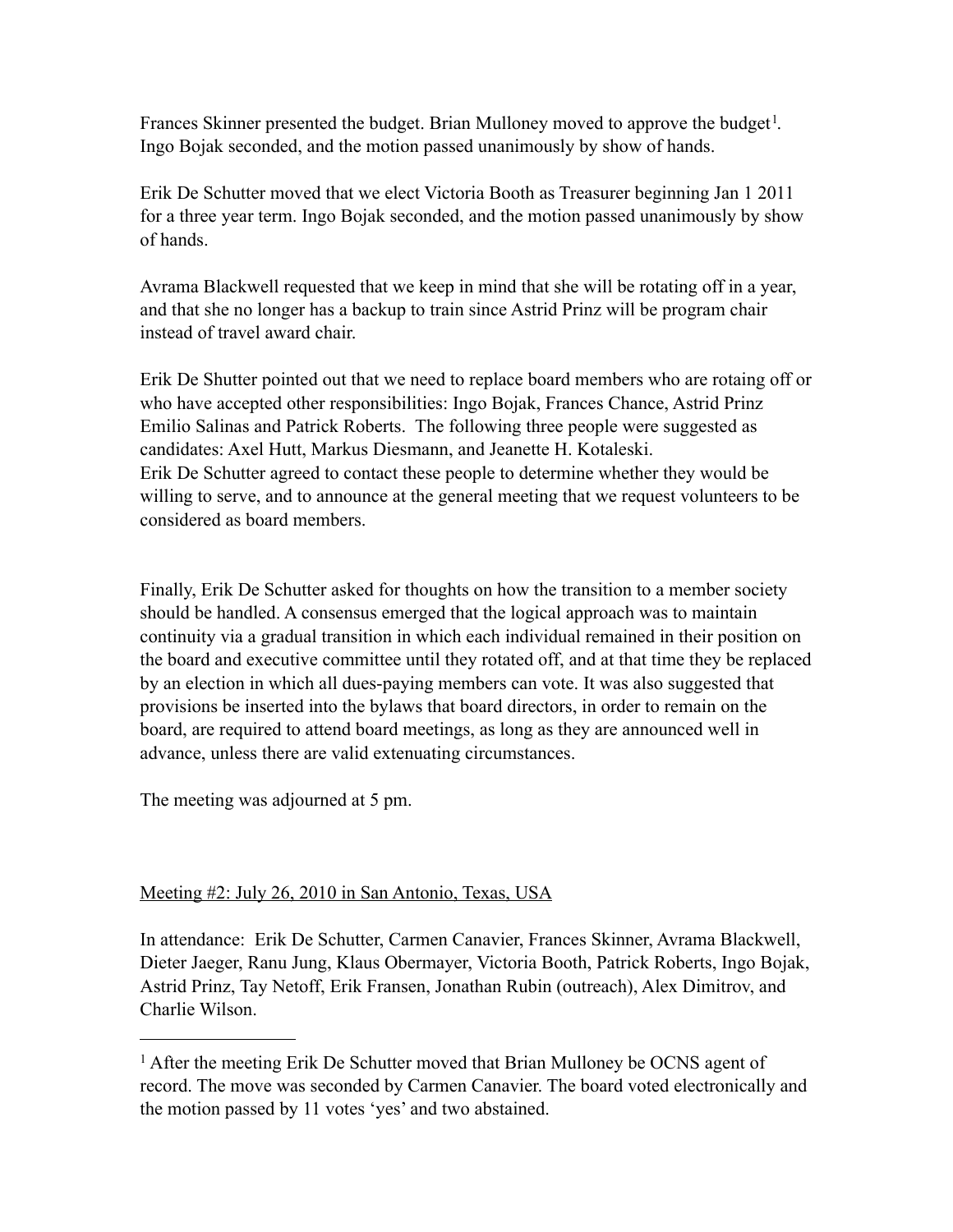Frances Skinner presented the budget. Brian Mulloney moved to approve the budget[1]. Ingo Bojak seconded, and the motion passed unanimously by show of hands.

Erik De Schutter moved that we elect Victoria Booth as Treasurer beginning Jan 1 2011 for a three year term. Ingo Bojak seconded, and the motion passed unanimously by show of hands.

Avrama Blackwell requested that we keep in mind that she will be rotating off in a year, and that she no longer has a backup to train since Astrid Prinz will be program chair instead of travel award chair.

Erik De Shutter pointed out that we need to replace board members who are rotaing off or who have accepted other responsibilities: Ingo Bojak, Frances Chance, Astrid Prinz Emilio Salinas and Patrick Roberts. The following three people were suggested as candidates: Axel Hutt, Markus Diesmann, and Jeanette H. Kotaleski.
Erik De Schutter agreed to contact these people to determine whether they would be willing to serve, and to announce at the general meeting that we request volunteers to be considered as board members.

Finally, Erik De Schutter asked for thoughts on how the transition to a member society should be handled. A consensus emerged that the logical approach was to maintain continuity via a gradual transition in which each individual remained in their position on the board and executive committee until they rotated off, and at that time they be replaced by an election in which all dues-paying members can vote. It was also suggested that provisions be inserted into the bylaws that board directors, in order to remain on the board, are required to attend board meetings, as long as they are announced well in advance, unless there are valid extenuating circumstances.

The meeting was adjourned at 5 pm.

<u>Meeting #2: July 26, 2010 in San Antonio, Texas, USA</u>

In attendance: Erik De Schutter, Carmen Canavier, Frances Skinner, Avrama Blackwell, Dieter Jaeger, Ranu Jung, Klaus Obermayer, Victoria Booth, Patrick Roberts, Ingo Bojak, Astrid Prinz, Tay Netoff, Erik Fransen, Jonathan Rubin (outreach), Alex Dimitrov, and Charlie Wilson.

---

[1] After the meeting Erik De Schutter moved that Brian Mulloney be OCNS agent of record. The move was seconded by Carmen Canavier. The board voted electronically and the motion passed by 11 votes 'yes' and two abstained.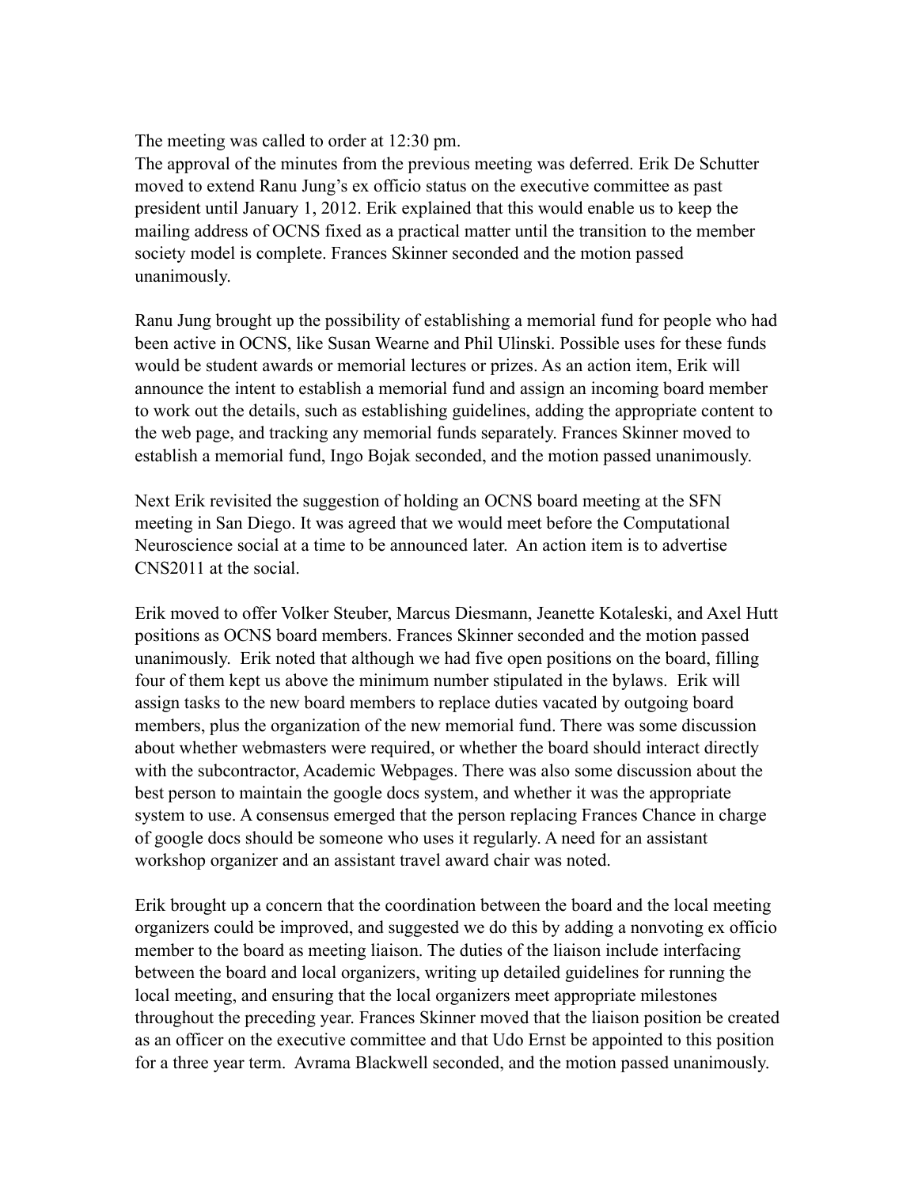The meeting was called to order at 12:30 pm.
The approval of the minutes from the previous meeting was deferred. Erik De Schutter moved to extend Ranu Jung's ex officio status on the executive committee as past president until January 1, 2012. Erik explained that this would enable us to keep the mailing address of OCNS fixed as a practical matter until the transition to the member society model is complete. Frances Skinner seconded and the motion passed unanimously.

Ranu Jung brought up the possibility of establishing a memorial fund for people who had been active in OCNS, like Susan Wearne and Phil Ulinski. Possible uses for these funds would be student awards or memorial lectures or prizes. As an action item, Erik will announce the intent to establish a memorial fund and assign an incoming board member to work out the details, such as establishing guidelines, adding the appropriate content to the web page, and tracking any memorial funds separately. Frances Skinner moved to establish a memorial fund, Ingo Bojak seconded, and the motion passed unanimously.

Next Erik revisited the suggestion of holding an OCNS board meeting at the SFN meeting in San Diego. It was agreed that we would meet before the Computational Neuroscience social at a time to be announced later. An action item is to advertise CNS2011 at the social.

Erik moved to offer Volker Steuber, Marcus Diesmann, Jeanette Kotaleski, and Axel Hutt positions as OCNS board members. Frances Skinner seconded and the motion passed unanimously. Erik noted that although we had five open positions on the board, filling four of them kept us above the minimum number stipulated in the bylaws. Erik will assign tasks to the new board members to replace duties vacated by outgoing board members, plus the organization of the new memorial fund. There was some discussion about whether webmasters were required, or whether the board should interact directly with the subcontractor, Academic Webpages. There was also some discussion about the best person to maintain the google docs system, and whether it was the appropriate system to use. A consensus emerged that the person replacing Frances Chance in charge of google docs should be someone who uses it regularly. A need for an assistant workshop organizer and an assistant travel award chair was noted.

Erik brought up a concern that the coordination between the board and the local meeting organizers could be improved, and suggested we do this by adding a nonvoting ex officio member to the board as meeting liaison. The duties of the liaison include interfacing between the board and local organizers, writing up detailed guidelines for running the local meeting, and ensuring that the local organizers meet appropriate milestones throughout the preceding year. Frances Skinner moved that the liaison position be created as an officer on the executive committee and that Udo Ernst be appointed to this position for a three year term. Avrama Blackwell seconded, and the motion passed unanimously.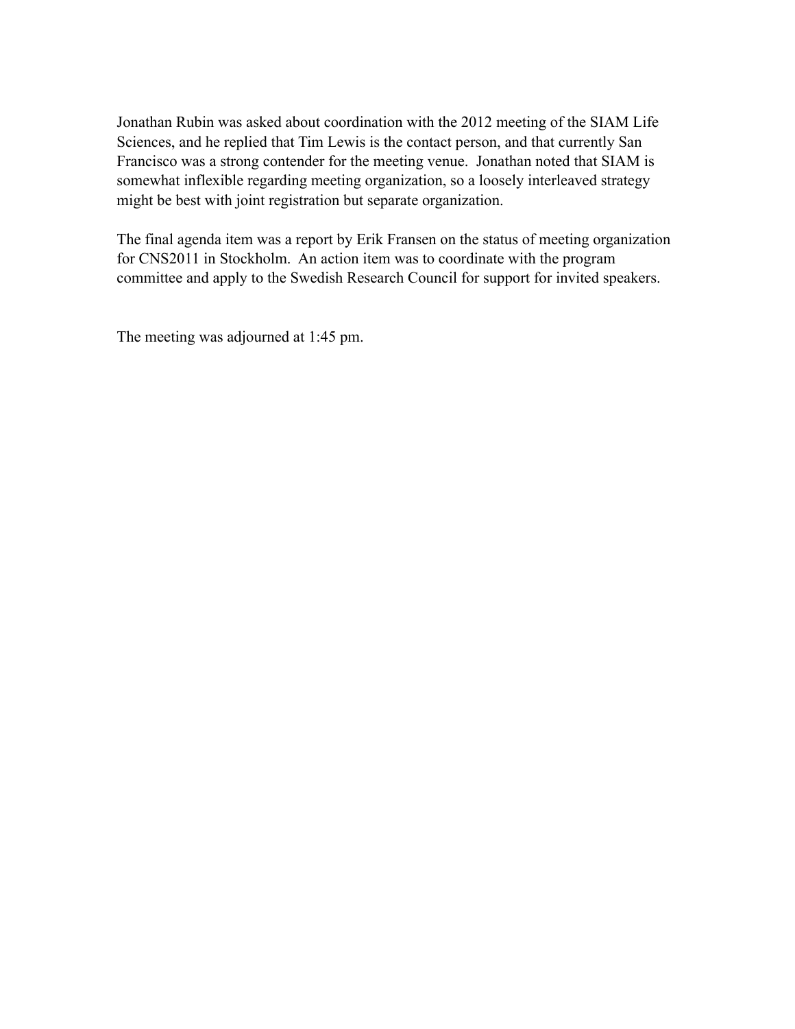Jonathan Rubin was asked about coordination with the 2012 meeting of the SIAM Life Sciences, and he replied that Tim Lewis is the contact person, and that currently San Francisco was a strong contender for the meeting venue. Jonathan noted that SIAM is somewhat inflexible regarding meeting organization, so a loosely interleaved strategy might be best with joint registration but separate organization.

The final agenda item was a report by Erik Fransen on the status of meeting organization for CNS2011 in Stockholm. An action item was to coordinate with the program committee and apply to the Swedish Research Council for support for invited speakers.

The meeting was adjourned at 1:45 pm.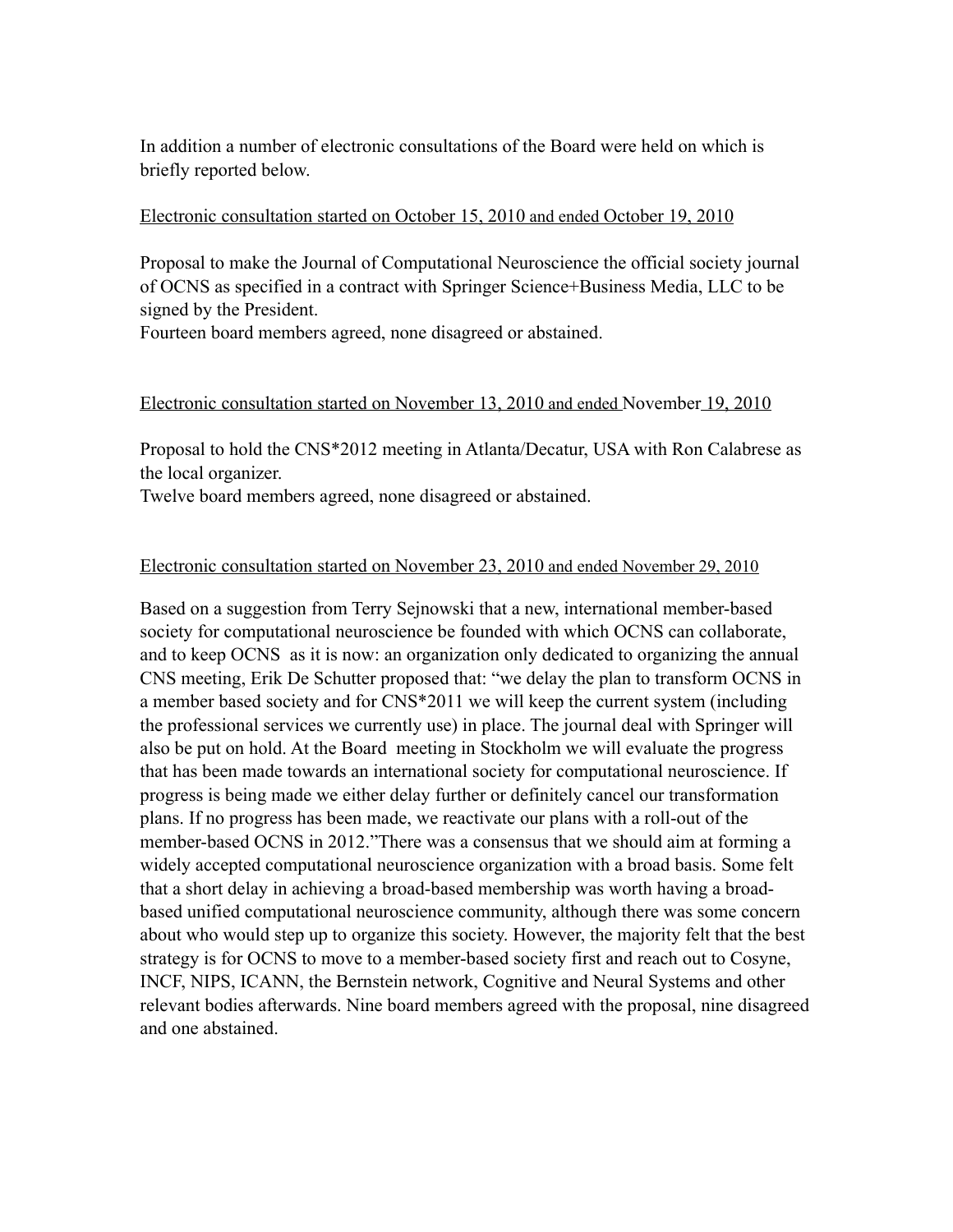In addition a number of electronic consultations of the Board were held on which is briefly reported below.

<u>Electronic consultation started on October 15, 2010 and ended October 19, 2010</u>

Proposal to make the Journal of Computational Neuroscience the official society journal of OCNS as specified in a contract with Springer Science+Business Media, LLC to be signed by the President.
Fourteen board members agreed, none disagreed or abstained.

<u>Electronic consultation started on November 13, 2010 and ended November 19, 2010</u>

Proposal to hold the CNS*2012 meeting in Atlanta/Decatur, USA with Ron Calabrese as the local organizer.
Twelve board members agreed, none disagreed or abstained.

<u>Electronic consultation started on November 23, 2010 and ended November 29, 2010</u>

Based on a suggestion from Terry Sejnowski that a new, international member-based society for computational neuroscience be founded with which OCNS can collaborate, and to keep OCNS as it is now: an organization only dedicated to organizing the annual CNS meeting, Erik De Schutter proposed that: "we delay the plan to transform OCNS in a member based society and for CNS*2011 we will keep the current system (including the professional services we currently use) in place. The journal deal with Springer will also be put on hold. At the Board meeting in Stockholm we will evaluate the progress that has been made towards an international society for computational neuroscience. If progress is being made we either delay further or definitely cancel our transformation plans. If no progress has been made, we reactivate our plans with a roll-out of the member-based OCNS in 2012."There was a consensus that we should aim at forming a widely accepted computational neuroscience organization with a broad basis. Some felt that a short delay in achieving a broad-based membership was worth having a broad-based unified computational neuroscience community, although there was some concern about who would step up to organize this society. However, the majority felt that the best strategy is for OCNS to move to a member-based society first and reach out to Cosyne, INCF, NIPS, ICANN, the Bernstein network, Cognitive and Neural Systems and other relevant bodies afterwards. Nine board members agreed with the proposal, nine disagreed and one abstained.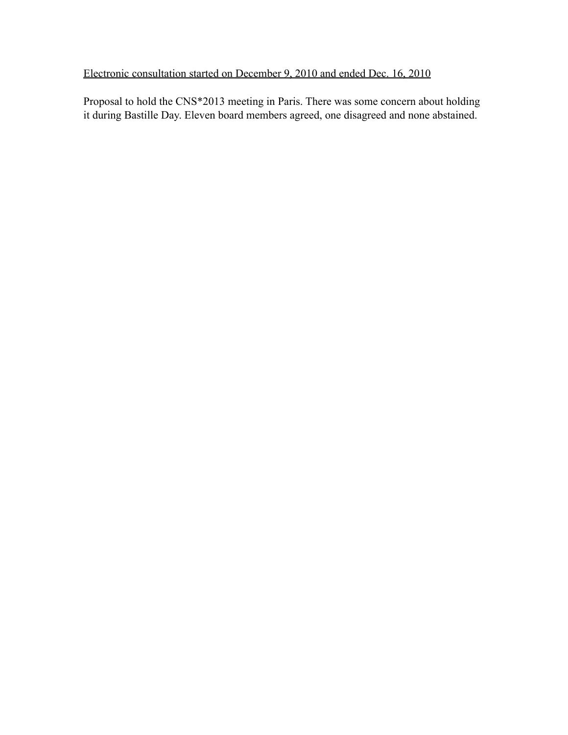<u>Electronic consultation started on December 9, 2010 and ended Dec. 16, 2010</u>

Proposal to hold the CNS*2013 meeting in Paris. There was some concern about holding it during Bastille Day. Eleven board members agreed, one disagreed and none abstained.